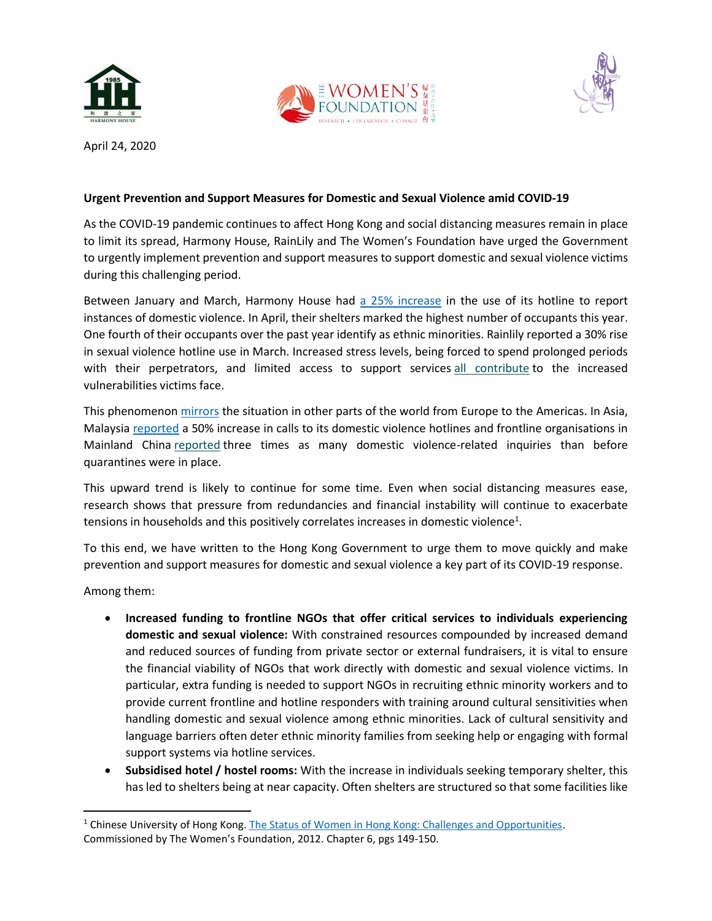April 24, 2020

**Urgent Prevention and Support Measures for Domestic and Sexual Violence amid COVID-19**

As the COVID-19 pandemic continues to affect Hong Kong and social distancing measures remain in place to limit its spread, Harmony House, RainLily and The Women's Foundation have urged the Government to urgently implement prevention and support measures to support domestic and sexual violence victims during this challenging period.

Between January and March, Harmony House had a 25% increase in the use of its hotline to report instances of domestic violence. In April, their shelters marked the highest number of occupants this year. One fourth of their occupants over the past year identify as ethnic minorities. Rainlily reported a 30% rise in sexual violence hotline use in March. Increased stress levels, being forced to spend prolonged periods with their perpetrators, and limited access to support services all contribute to the increased vulnerabilities victims face.

This phenomenon mirrors the situation in other parts of the world from Europe to the Americas. In Asia, Malaysia reported a 50% increase in calls to its domestic violence hotlines and frontline organisations in Mainland China reported three times as many domestic violence-related inquiries than before quarantines were in place.

This upward trend is likely to continue for some time. Even when social distancing measures ease, research shows that pressure from redundancies and financial instability will continue to exacerbate tensions in households and this positively correlates increases in domestic violence[1].

To this end, we have written to the Hong Kong Government to urge them to move quickly and make prevention and support measures for domestic and sexual violence a key part of its COVID-19 response.

Among them:

- **Increased funding to frontline NGOs that offer critical services to individuals experiencing domestic and sexual violence:** With constrained resources compounded by increased demand and reduced sources of funding from private sector or external fundraisers, it is vital to ensure the financial viability of NGOs that work directly with domestic and sexual violence victims. In particular, extra funding is needed to support NGOs in recruiting ethnic minority workers and to provide current frontline and hotline responders with training around cultural sensitivities when handling domestic and sexual violence among ethnic minorities. Lack of cultural sensitivity and language barriers often deter ethnic minority families from seeking help or engaging with formal support systems via hotline services.
- **Subsidised hotel / hostel rooms:** With the increase in individuals seeking temporary shelter, this has led to shelters being at near capacity. Often shelters are structured so that some facilities like

[1] Chinese University of Hong Kong. The Status of Women in Hong Kong: Challenges and Opportunities. Commissioned by The Women's Foundation, 2012. Chapter 6, pgs 149-150.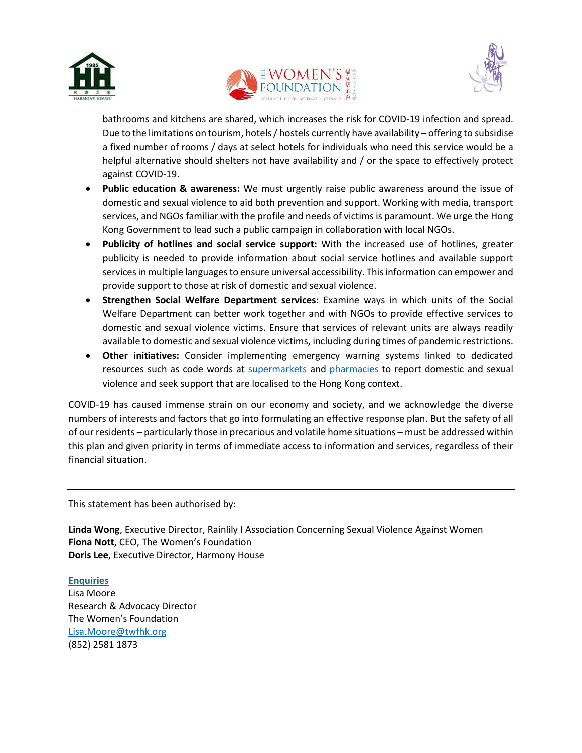bathrooms and kitchens are shared, which increases the risk for COVID-19 infection and spread. Due to the limitations on tourism, hotels / hostels currently have availability – offering to subsidise a fixed number of rooms / days at select hotels for individuals who need this service would be a helpful alternative should shelters not have availability and / or the space to effectively protect against COVID-19.

- **Public education & awareness:** We must urgently raise public awareness around the issue of domestic and sexual violence to aid both prevention and support. Working with media, transport services, and NGOs familiar with the profile and needs of victims is paramount. We urge the Hong Kong Government to lead such a public campaign in collaboration with local NGOs.
- **Publicity of hotlines and social service support:** With the increased use of hotlines, greater publicity is needed to provide information about social service hotlines and available support services in multiple languages to ensure universal accessibility. This information can empower and provide support to those at risk of domestic and sexual violence.
- **Strengthen Social Welfare Department services**: Examine ways in which units of the Social Welfare Department can better work together and with NGOs to provide effective services to domestic and sexual violence victims. Ensure that services of relevant units are always readily available to domestic and sexual violence victims, including during times of pandemic restrictions.
- **Other initiatives:** Consider implementing emergency warning systems linked to dedicated resources such as code words at supermarkets and pharmacies to report domestic and sexual violence and seek support that are localised to the Hong Kong context.

COVID-19 has caused immense strain on our economy and society, and we acknowledge the diverse numbers of interests and factors that go into formulating an effective response plan. But the safety of all of our residents – particularly those in precarious and volatile home situations – must be addressed within this plan and given priority in terms of immediate access to information and services, regardless of their financial situation.

---

This statement has been authorised by:

**Linda Wong**, Executive Director, Rainlily I Association Concerning Sexual Violence Against Women
**Fiona Nott**, CEO, The Women's Foundation
**Doris Lee**, Executive Director, Harmony House

**Enquiries**
Lisa Moore
Research & Advocacy Director
The Women's Foundation
Lisa.Moore@twfhk.org
(852) 2581 1873